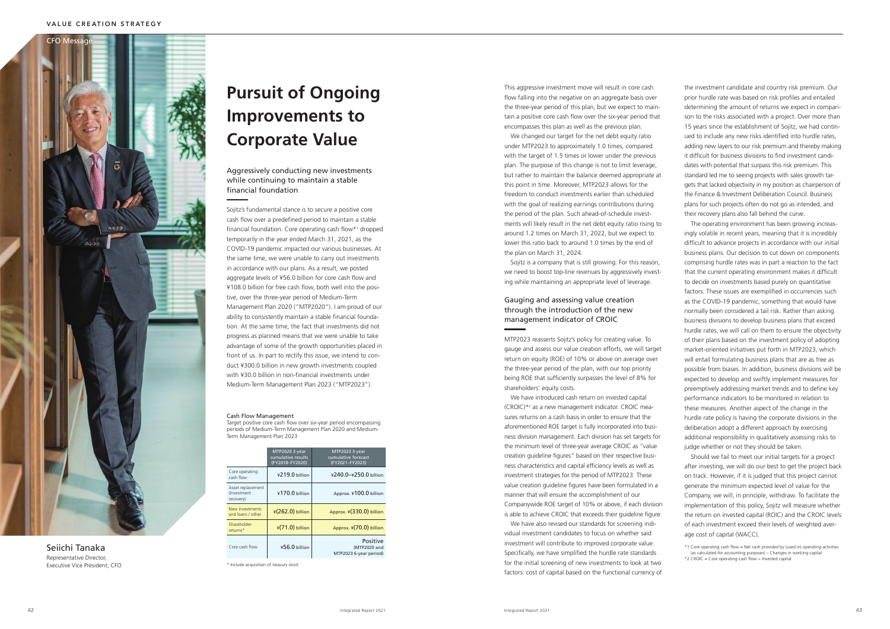VALUE CREATION STRATEGY

CFO Message

# Pursuit of Ongoing Improvements to Corporate Value

## Aggressively conducting new investments while continuing to maintain a stable financial foundation

Sojitz's fundamental stance is to secure a positive core cash flow over a predefined period to maintain a stable financial foundation. Core operating cash flow*[1] dropped temporarily in the year ended March 31, 2021, as the COVID-19 pandemic impacted our various businesses. At the same time, we were unable to carry out investments in accordance with our plans. As a result, we posted aggregate levels of ¥56.0 billion for core cash flow and ¥108.0 billion for free cash flow, both well into the positive, over the three-year period of Medium-Term Management Plan 2020 ("MTP2020"). I am proud of our ability to consistently maintain a stable financial foundation. At the same time, the fact that investments did not progress as planned means that we were unable to take advantage of some of the growth opportunities placed in front of us. In part to rectify this issue, we intend to conduct ¥300.0 billion in new growth investments coupled with ¥30.0 billion in non-financial investments under Medium-Term Management Plan 2023 ("MTP2023").

**Cash Flow Management**

Target positive core cash flow over six-year period encompassing periods of Medium-Term Management Plan 2020 and Medium-Term Management Plan 2023

| | MTP2020 3-year cumulative results (FY2018–FY2020) | MTP2023 3-year cumulative forecast (FY2021–FY2023) |
|---|---|---|
| Core operating cash flow | ¥219.0 billion | ¥240.0–¥250.0 billion |
| Asset replacement (Investment recovery) | ¥170.0 billion | Approx. ¥100.0 billion |
| New investments and loans / other | ¥(262.0) billion | Approx. ¥(330.0) billion |
| Shareholder returns* | ¥(71.0) billion | Approx. ¥(70.0) billion |
| Core cash flow | ¥56.0 billion | Positive (MTP2020 and MTP2023 6-year period) |

\* Include acquisition of treasury stock

Seiichi Tanaka
Representative Director,
Executive Vice President, CFO

This aggressive investment move will result in core cash flow falling into the negative on an aggregate basis over the three-year period of this plan, but we expect to maintain a positive core cash flow over the six-year period that encompasses this plan as well as the previous plan.

We changed our target for the net debt equity ratio under MTP2023 to approximately 1.0 times, compared with the target of 1.5 times or lower under the previous plan. The purpose of this change is not to limit leverage, but rather to maintain the balance deemed appropriate at this point in time. Moreover, MTP2023 allows for the freedom to conduct investments earlier than scheduled with the goal of realizing earnings contributions during the period of the plan. Such ahead-of-schedule investments will likely result in the net debt equity ratio rising to around 1.2 times on March 31, 2022, but we expect to lower this ratio back to around 1.0 times by the end of the plan on March 31, 2024.

Sojitz is a company that is still growing. For this reason, we need to boost top-line revenues by aggressively investing while maintaining an appropriate level of leverage.

## Gauging and assessing value creation through the introduction of the new management indicator of CROIC

MTP2023 reasserts Sojitz's policy for creating value. To gauge and assess our value creation efforts, we will target return on equity (ROE) of 10% or above on average over the three-year period of the plan, with our top priority being ROE that sufficiently surpasses the level of 8% for shareholders' equity costs.

We have introduced cash return on invested capital (CROIC)*[2] as a new management indicator. CROIC measures returns on a cash basis in order to ensure that the aforementioned ROE target is fully incorporated into business division management. Each division has set targets for the minimum level of three-year average CROIC as "value creation guideline figures" based on their respective business characteristics and capital efficiency levels as well as investment strategies for the period of MTP2023. These value creation guideline figures have been formulated in a manner that will ensure the accomplishment of our Companywide ROE target of 10% or above, if each division is able to achieve CROIC that exceeds their guideline figure.

We have also revised our standards for screening individual investment candidates to focus on whether said investment will contribute to improved corporate value. Specifically, we have simplified the hurdle rate standards for the initial screening of new investments to look at two factors: cost of capital based on the functional currency of the investment candidate and country risk premium. Our prior hurdle rate was based on risk profiles and entailed determining the amount of returns we expect in comparison to the risks associated with a project. Over more than 15 years since the establishment of Sojitz, we had continued to include any new risks identified into hurdle rates, adding new layers to our risk premium and thereby making it difficult for business divisions to find investment candidates with potential that surpass this risk premium. This standard led me to seeing projects with sales growth targets that lacked objectivity in my position as chairperson of the Finance & Investment Deliberation Council. Business plans for such projects often do not go as intended, and their recovery plans also fall behind the curve.

The operating environment has been growing increasingly volatile in recent years, meaning that it is incredibly difficult to advance projects in accordance with our initial business plans. Our decision to cut down on components comprising hurdle rates was in part a reaction to the fact that the current operating environment makes it difficult to decide on investments based purely on quantitative factors. These issues are exemplified in occurrences such as the COVID-19 pandemic, something that would have normally been considered a tail risk. Rather than asking business divisions to develop business plans that exceed hurdle rates, we will call on them to ensure the objectivity of their plans based on the investment policy of adopting market-oriented initiatives put forth in MTP2023, which will entail formulating business plans that are as free as possible from biases. In addition, business divisions will be expected to develop and swiftly implement measures for preemptively addressing market trends and to define key performance indicators to be monitored in relation to these measures. Another aspect of the change in the hurdle rate policy is having the corporate divisions in the deliberation adopt a different approach by exercising additional responsibility in qualitatively assessing risks to judge whether or not they should be taken.

Should we fail to meet our initial targets for a project after investing, we will do our best to get the project back on track. However, if it is judged that this project cannot generate the minimum expected level of value for the Company, we will, in principle, withdraw. To facilitate the implementation of this policy, Sojitz will measure whether the return on invested capital (ROIC) and the CROIC levels of each investment exceed their levels of weighted average cost of capital (WACC).

*1 Core operating cash flow = Net cash provided by (used in) operating activities (as calculated for accounting purposes) – Changes in working capital
*2 CROIC = Core operating cash flow ÷ Invested capital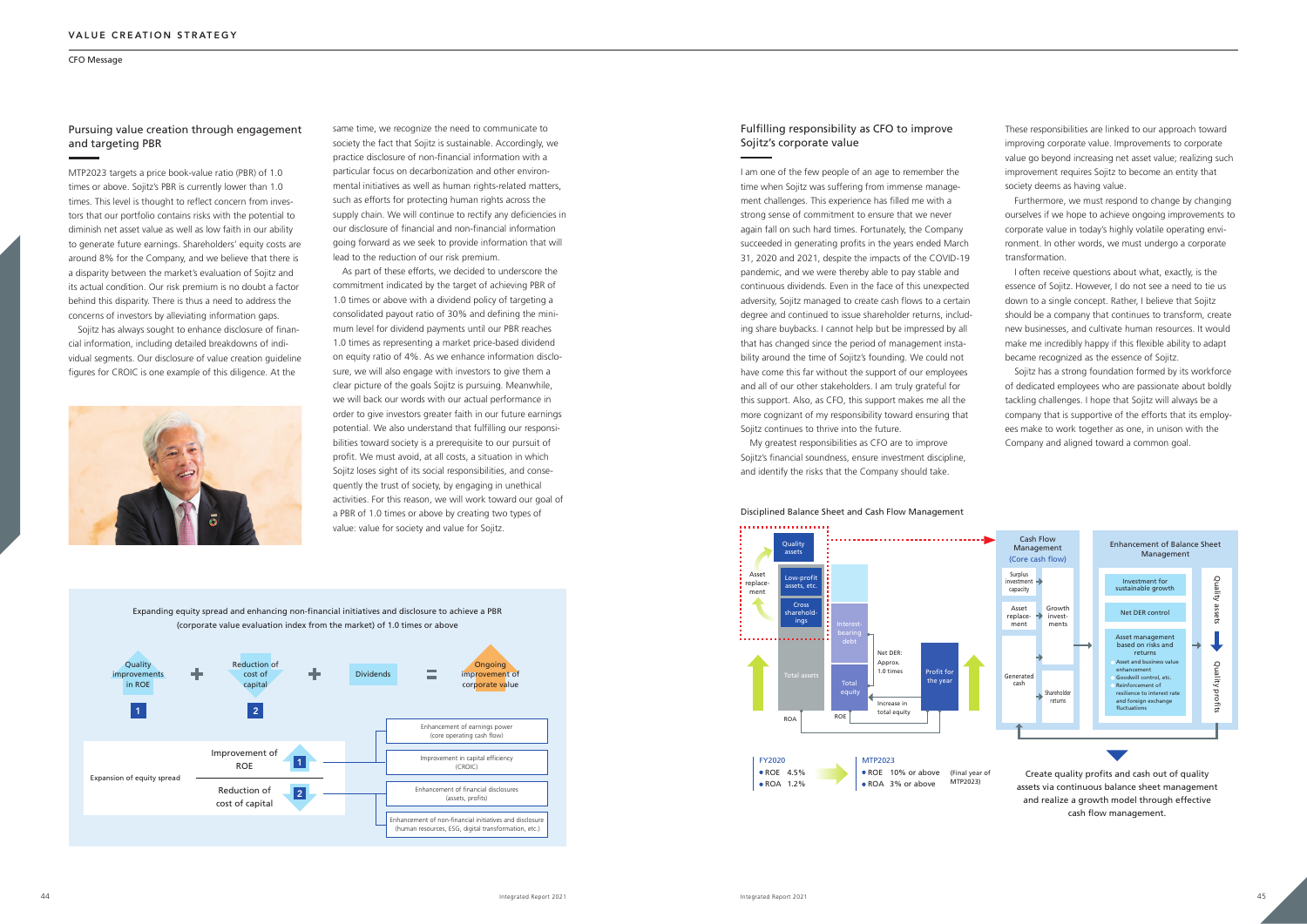## CFO Message

### Pursuing value creation through engagement and targeting PBR

MTP2023 targets a price book-value ratio (PBR) of 1.0 times or above. Sojitz's PBR is currently lower than 1.0 times. This level is thought to reflect concern from investors that our portfolio contains risks with the potential to diminish net asset value as well as low faith in our ability to generate future earnings. Shareholders' equity costs are around 8% for the Company, and we believe that there is a disparity between the market's evaluation of Sojitz and its actual condition. Our risk premium is no doubt a factor behind this disparity. There is thus a need to address the concerns of investors by alleviating information gaps.

Sojitz has always sought to enhance disclosure of financial information, including detailed breakdowns of individual segments. Our disclosure of value creation guideline figures for CROIC is one example of this diligence. At the same time, we recognize the need to communicate to society the fact that Sojitz is sustainable. Accordingly, we practice disclosure of non-financial information with a particular focus on decarbonization and other environmental initiatives as well as human rights-related matters, such as efforts for protecting human rights across the supply chain. We will continue to rectify any deficiencies in our disclosure of financial and non-financial information going forward as we seek to provide information that will lead to the reduction of our risk premium.

As part of these efforts, we decided to underscore the commitment indicated by the target of achieving PBR of 1.0 times or above with a dividend policy of targeting a consolidated payout ratio of 30% and defining the minimum level for dividend payments until our PBR reaches 1.0 times as representing a market price-based dividend on equity ratio of 4%. As we enhance information disclosure, we will also engage with investors to give them a clear picture of the goals Sojitz is pursuing. Meanwhile, we will back our words with our actual performance in order to give investors greater faith in our future earnings potential. We also understand that fulfilling our responsibilities toward society is a prerequisite to our pursuit of profit. We must avoid, at all costs, a situation in which Sojitz loses sight of its social responsibilities, and consequently the trust of society, by engaging in unethical activities. For this reason, we will work toward our goal of a PBR of 1.0 times or above by creating two types of value: value for society and value for Sojitz.

**Expanding equity spread and enhancing non-financial initiatives and disclosure to achieve a PBR (corporate value evaluation index from the market) of 1.0 times or above**

Quality improvements in ROE [1] + Reduction of cost of capital [2] + Dividends = Ongoing improvement of corporate value

Expansion of equity spread:
- Improvement of ROE [1]
  - Enhancement of earnings power (core operating cash flow)
  - Improvement in capital efficiency (CROIC)
- Reduction of cost of capital [2]
  - Enhancement of financial disclosures (assets, profits)
  - Enhancement of non-financial initiatives and disclosure (human resources, ESG, digital transformation, etc.)

### Fulfilling responsibility as CFO to improve Sojitz's corporate value

I am one of the few people of an age to remember the time when Sojitz was suffering from immense management challenges. This experience has filled me with a strong sense of commitment to ensure that we never again fall on such hard times. Fortunately, the Company succeeded in generating profits in the years ended March 31, 2020 and 2021, despite the impacts of the COVID-19 pandemic, and we were thereby able to pay stable and continuous dividends. Even in the face of this unexpected adversity, Sojitz managed to create cash flows to a certain degree and continued to issue shareholder returns, including share buybacks. I cannot help but be impressed by all that has changed since the period of management instability around the time of Sojitz's founding. We could not have come this far without the support of our employees and all of our other stakeholders. I am truly grateful for this support. Also, as CFO, this support makes me all the more cognizant of my responsibility toward ensuring that Sojitz continues to thrive into the future.

My greatest responsibilities as CFO are to improve Sojitz's financial soundness, ensure investment discipline, and identify the risks that the Company should take.

These responsibilities are linked to our approach toward improving corporate value. Improvements to corporate value go beyond increasing net asset value; realizing such improvement requires Sojitz to become an entity that society deems as having value.

Furthermore, we must respond to change by changing ourselves if we hope to achieve ongoing improvements to corporate value in today's highly volatile operating environment. In other words, we must undergo a corporate transformation.

I often receive questions about what, exactly, is the essence of Sojitz. However, I do not see a need to tie us down to a single concept. Rather, I believe that Sojitz should be a company that continues to transform, create new businesses, and cultivate human resources. It would make me incredibly happy if this flexible ability to adapt became recognized as the essence of Sojitz.

Sojitz has a strong foundation formed by its workforce of dedicated employees who are passionate about boldly tackling challenges. I hope that Sojitz will always be a company that is supportive of the efforts that its employees make to work together as one, in unison with the Company and aligned toward a common goal.

**Disciplined Balance Sheet and Cash Flow Management**

Balance sheet: Total assets (Quality assets; Low-profit assets, etc.; Cross shareholdings — Asset replacement) / Interest-bearing debt, Total equity (Net DER: Approx. 1.0 times); Profit for the year; Increase in total equity; ROA; ROE

Cash Flow Management (Core cash flow): Surplus investment capacity; Asset replacement; Generated cash → Growth investments; Shareholder returns

Enhancement of Balance Sheet Management: Investment for sustainable growth; Net DER control; Asset management based on risks and returns (Asset and business value enhancement; Goodwill control, etc.; Reinforcement of resilience to interest rate and foreign exchange fluctuations) — Quality assets → Quality profits

| FY2020 | MTP2023 (Final year of MTP2023) |
|---|---|
| ROE 4.5% | ROE 10% or above |
| ROA 1.2% | ROA 3% or above |

Create quality profits and cash out of quality assets via continuous balance sheet management and realize a growth model through effective cash flow management.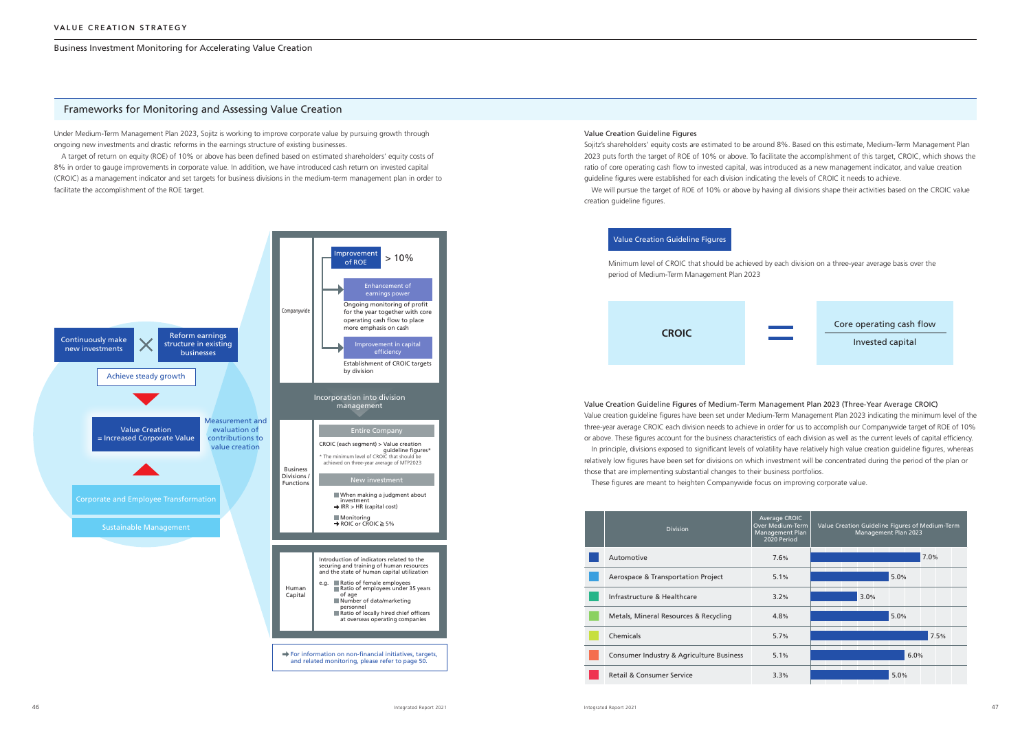VALUE CREATION STRATEGY

Business Investment Monitoring for Accelerating Value Creation

## Frameworks for Monitoring and Assessing Value Creation

Under Medium-Term Management Plan 2023, Sojitz is working to improve corporate value by pursuing growth through ongoing new investments and drastic reforms in the earnings structure of existing businesses.

A target of return on equity (ROE) of 10% or above has been defined based on estimated shareholders' equity costs of 8% in order to gauge improvements in corporate value. In addition, we have introduced cash return on invested capital (CROIC) as a management indicator and set targets for business divisions in the medium-term management plan in order to facilitate the accomplishment of the ROE target.

Continuously make new investments × Reform earnings structure in existing businesses

Achieve steady growth

Value Creation = Increased Corporate Value

Measurement and evaluation of contributions to value creation

Corporate and Employee Transformation

Sustainable Management

**Companywide**

Improvement of ROE > 10%

- Enhancement of earnings power: Ongoing monitoring of profit for the year together with core operating cash flow to place more emphasis on cash
- Improvement in capital efficiency: Establishment of CROIC targets by division

Incorporation into division management

**Business Divisions / Functions**

Entire Company

CROIC (each segment) > Value creation guideline figures*

\* The minimum level of CROIC that should be achieved on three-year average of MTP2023

New investment

- When making a judgment about investment → IRR > HR (capital cost)
- Monitoring → ROIC or CROIC ≧ 5%

**Human Capital**

Introduction of indicators related to the securing and training of human resources and the state of human capital utilization

e.g.
- Ratio of female employees
- Ratio of employees under 35 years of age
- Number of data/marketing personnel
- Ratio of locally hired chief officers at overseas operating companies

➡ For information on non-financial initiatives, targets, and related monitoring, please refer to page 50.

### Value Creation Guideline Figures

Sojitz's shareholders' equity costs are estimated to be around 8%. Based on this estimate, Medium-Term Management Plan 2023 puts forth the target of ROE of 10% or above. To facilitate the accomplishment of this target, CROIC, which shows the ratio of core operating cash flow to invested capital, was introduced as a new management indicator, and value creation guideline figures were established for each division indicating the levels of CROIC it needs to achieve.

We will pursue the target of ROE of 10% or above by having all divisions shape their activities based on the CROIC value creation guideline figures.

**Value Creation Guideline Figures**

Minimum level of CROIC that should be achieved by each division on a three-year average basis over the period of Medium-Term Management Plan 2023

$$\text{CROIC} = \frac{\text{Core operating cash flow}}{\text{Invested capital}}$$

### Value Creation Guideline Figures of Medium-Term Management Plan 2023 (Three-Year Average CROIC)

Value creation guideline figures have been set under Medium-Term Management Plan 2023 indicating the minimum level of the three-year average CROIC each division needs to achieve in order for us to accomplish our Companywide target of ROE of 10% or above. These figures account for the business characteristics of each division as well as the current levels of capital efficiency.

In principle, divisions exposed to significant levels of volatility have relatively high value creation guideline figures, whereas relatively low figures have been set for divisions on which investment will be concentrated during the period of the plan or those that are implementing substantial changes to their business portfolios.

These figures are meant to heighten Companywide focus on improving corporate value.

| Division | Average CROIC Over Medium-Term Management Plan 2020 Period | Value Creation Guideline Figures of Medium-Term Management Plan 2023 |
|---|---|---|
| Automotive | 7.6% | 7.0% |
| Aerospace & Transportation Project | 5.1% | 5.0% |
| Infrastructure & Healthcare | 3.2% | 3.0% |
| Metals, Mineral Resources & Recycling | 4.8% | 5.0% |
| Chemicals | 5.7% | 7.5% |
| Consumer Industry & Agriculture Business | 5.1% | 6.0% |
| Retail & Consumer Service | 3.3% | 5.0% |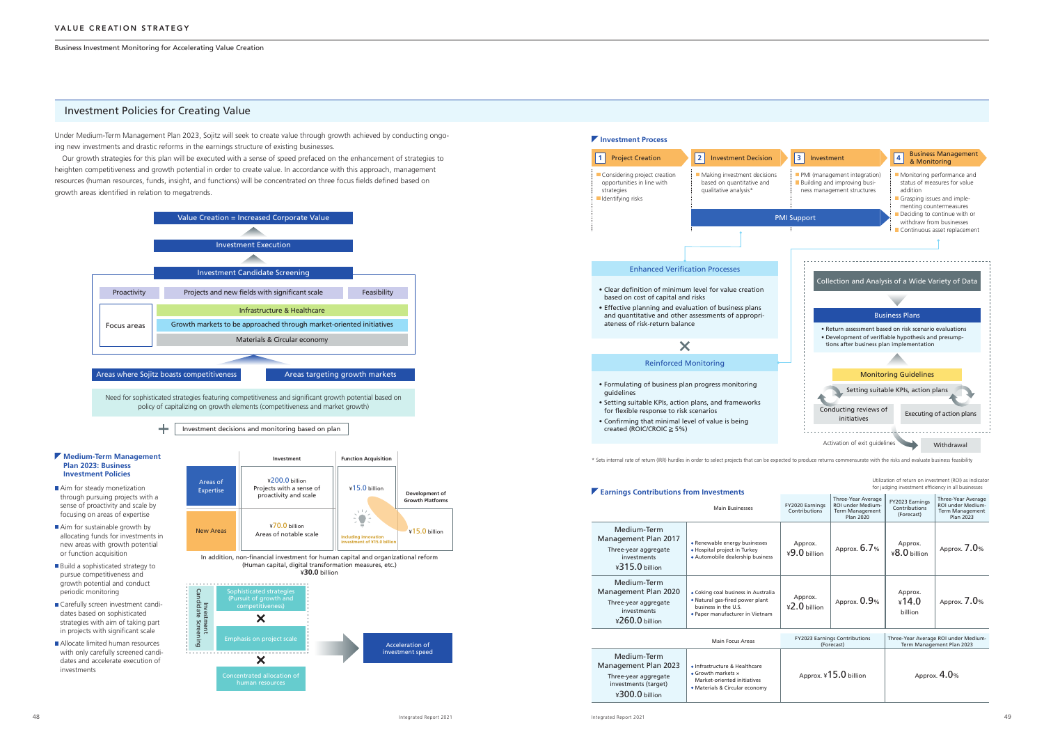# Business Investment Monitoring for Accelerating Value Creation

## Investment Policies for Creating Value

Under Medium-Term Management Plan 2023, Sojitz will seek to create value through growth achieved by conducting ongoing new investments and drastic reforms in the earnings structure of existing businesses.

Our growth strategies for this plan will be executed with a sense of speed prefaced on the enhancement of strategies to heighten competitiveness and growth potential in order to create value. In accordance with this approach, management resources (human resources, funds, insight, and functions) will be concentrated on three focus fields defined based on growth areas identified in relation to megatrends.

Value Creation = Increased Corporate Value

Investment Execution

Investment Candidate Screening

Proactivity | Projects and new fields with significant scale | Feasibility

Focus areas:
- Infrastructure & Healthcare
- Growth markets to be approached through market-oriented initiatives
- Materials & Circular economy

Areas where Sojitz boasts competitiveness | Areas targeting growth markets

Need for sophisticated strategies featuring competitiveness and significant growth potential based on policy of capitalizing on growth elements (competitiveness and market growth)

+ Investment decisions and monitoring based on plan

### Medium-Term Management Plan 2023: Business Investment Policies

- Aim for steady monetization through pursuing projects with a sense of proactivity and scale by focusing on areas of expertise
- Aim for sustainable growth by allocating funds for investments in new areas with growth potential or function acquisition
- Build a sophisticated strategy to pursue competitiveness and growth potential and conduct periodic monitoring
- Carefully screen investment candidates based on sophisticated strategies with aim of taking part in projects with significant scale
- Allocate limited human resources with only carefully screened candidates and accelerate execution of investments

| | Investment | Function Acquisition | |
|---|---|---|---|
| Areas of Expertise | ¥200.0 billion Projects with a sense of proactivity and scale | ¥15.0 billion | Development of Growth Platforms |
| New Areas | ¥70.0 billion Areas of notable scale | Including innovation investment of ¥15.0 billion | ¥15.0 billion |

In addition, non-financial investment for human capital and organizational reform (Human capital, digital transformation measures, etc.) **¥30.0 billion**

Investment Candidate Screening: Sophisticated strategies (Pursuit of growth and competitiveness) × Emphasis on project scale × Concentrated allocation of human resources → Acceleration of investment speed

### Investment Process

1. **Project Creation**
   - Considering project creation opportunities in line with strategies
   - Identifying risks
2. **Investment Decision**
   - Making investment decisions based on quantitative and qualitative analysis*
3. **Investment**
   - PMI (management integration)
   - Building and improving business management structures
4. **Business Management & Monitoring**
   - Monitoring performance and status of measures for value addition
   - Grasping issues and implementing countermeasures
   - Deciding to continue with or withdraw from businesses
   - Continuous asset replacement

PMI Support

**Enhanced Verification Processes**
- Clear definition of minimum level for value creation based on cost of capital and risks
- Effective planning and evaluation of business plans and quantitative and other assessments of appropriateness of risk-return balance

×

**Reinforced Monitoring**
- Formulating of business plan progress monitoring guidelines
- Setting suitable KPIs, action plans, and frameworks for flexible response to risk scenarios
- Confirming that minimal level of value is being created (ROIC/CROIC ≥ 5%)

Collection and Analysis of a Wide Variety of Data

Business Plans
- Return assessment based on risk scenario evaluations
- Development of verifiable hypothesis and presumptions after business plan implementation

Monitoring Guidelines

Setting suitable KPIs, action plans → Executing of action plans → Conducting reviews of initiatives

Activation of exit guidelines → Withdrawal

\* Sets internal rate of return (IRR) hurdles in order to select projects that can be expected to produce returns commensurate with the risks and evaluate business feasibility

### Earnings Contributions from Investments

Utilization of return on investment (ROI) as indicator for judging investment efficiency in all businesses

| | Main Businesses | FY2020 Earnings Contributions | Three-Year Average ROI under Medium-Term Management Plan 2020 | FY2023 Earnings Contributions (Forecast) | Three-Year Average ROI under Medium-Term Management Plan 2023 |
|---|---|---|---|---|---|
| Medium-Term Management Plan 2017 Three-year aggregate investments ¥315.0 billion | • Renewable energy businesses • Hospital project in Turkey • Automobile dealership business | Approx. ¥9.0 billion | Approx. 6.7% | Approx. ¥8.0 billion | Approx. 7.0% |
| Medium-Term Management Plan 2020 Three-year aggregate investments ¥260.0 billion | • Coking coal business in Australia • Natural gas-fired power plant business in the U.S. • Paper manufacturer in Vietnam | Approx. ¥2.0 billion | Approx. 0.9% | Approx. ¥14.0 billion | Approx. 7.0% |

| | Main Focus Areas | FY2023 Earnings Contributions (Forecast) | Three-Year Average ROI under Medium-Term Management Plan 2023 |
|---|---|---|---|
| Medium-Term Management Plan 2023 Three-year aggregate investments (target) ¥300.0 billion | • Infrastructure & Healthcare • Growth markets × Market-oriented initiatives • Materials & Circular economy | Approx. ¥15.0 billion | Approx. 4.0% |